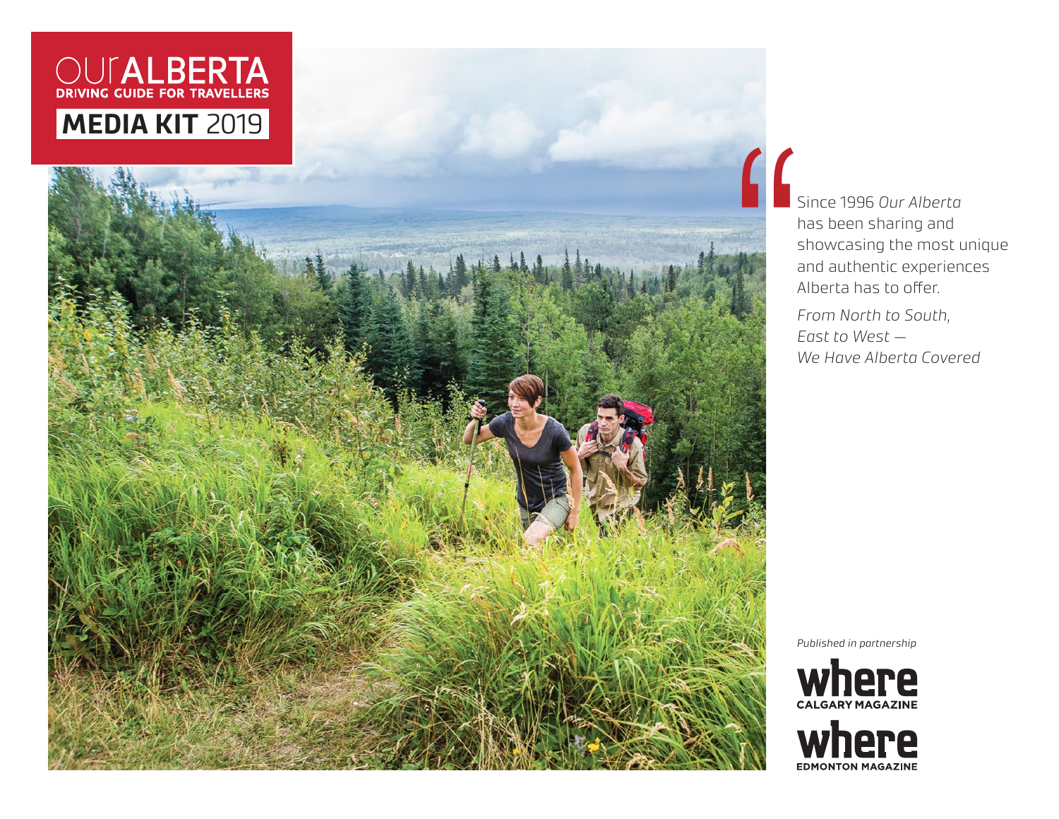# OurALBERTA

**DRIVING GUIDE FOR TRAVELLERS**

## MEDIA KIT 2019

Since 1996 *Our Alberta* has been sharing and showcasing the most unique and authentic experiences Alberta has to offer.

*From North to South, East to West — We Have Alberta Covered*

*Published in partnership*

**where** CALGARY MAGAZINE

**where** EDMONTON MAGAZINE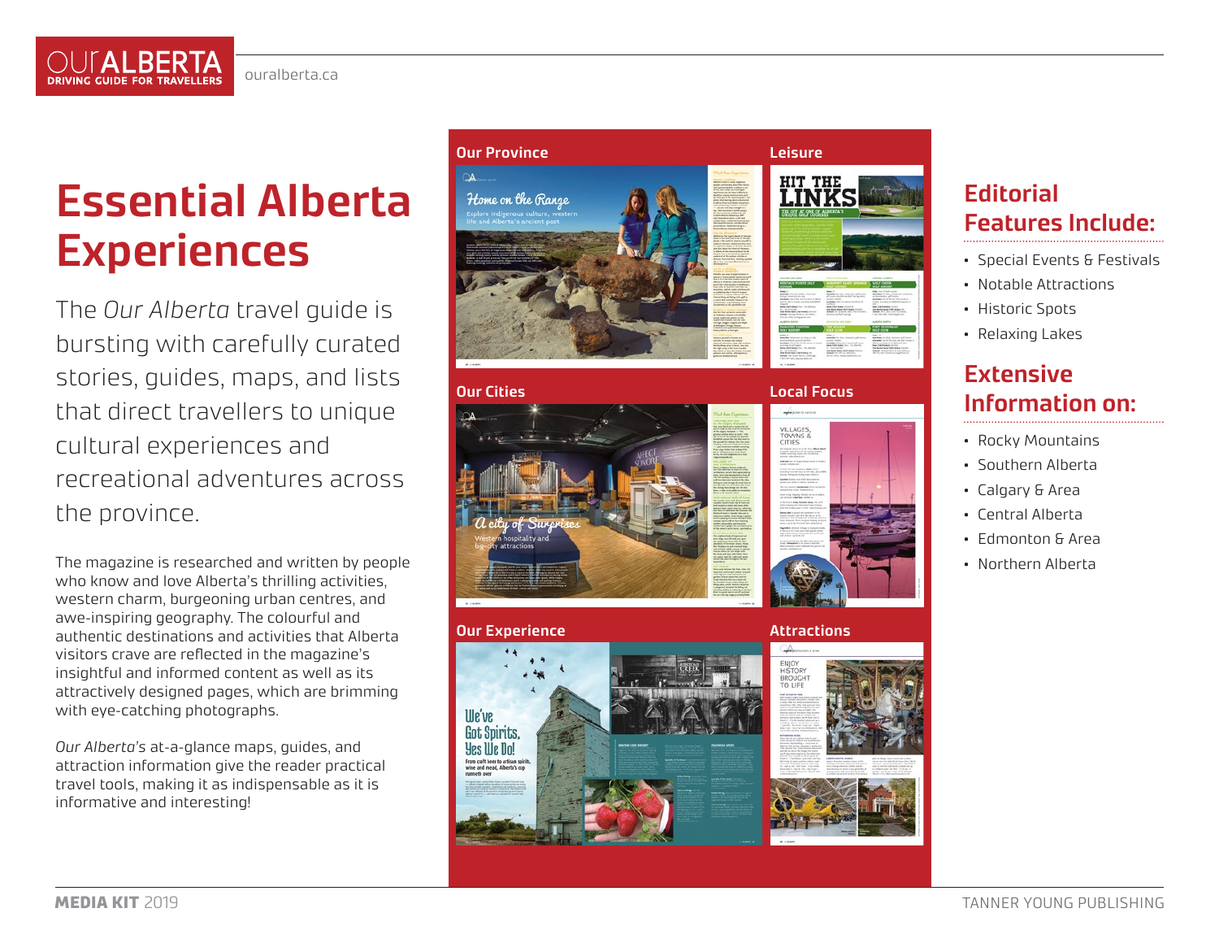# Essential Alberta Experiences

The *Our Alberta* travel guide is bursting with carefully curated stories, guides, maps, and lists that direct travellers to unique cultural experiences and recreational adventures across the province.

The magazine is researched and written by people who know and love Alberta's thrilling activities, western charm, burgeoning urban centres, and awe-inspiring geography. The colourful and authentic destinations and activities that Alberta visitors crave are reflected in the magazine's insightful and informed content as well as its attractively designed pages, which are brimming with eye-catching photographs.

*Our Alberta*'s at-a-glance maps, guides, and attraction information give the reader practical travel tools, making it as indispensable as it is informative and interesting!

**Our Province**

**Leisure**

**Our Cities**

**Local Focus**

**Our Experience**

**Attractions**

## Editorial Features Include:

- Special Events & Festivals
- Notable Attractions
- Historic Spots
- Relaxing Lakes

## Extensive Information on:

- Rocky Mountains
- Southern Alberta
- Calgary & Area
- Central Alberta
- Edmonton & Area
- Northern Alberta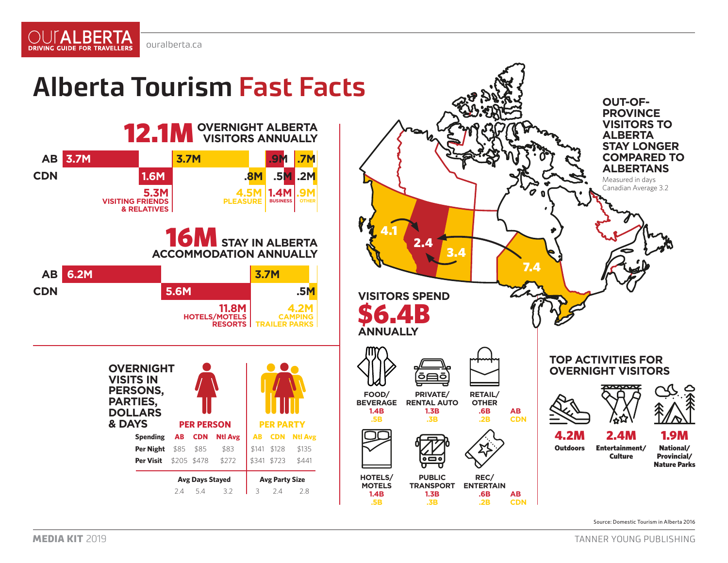OUrALBERTA
DRIVING GUIDE FOR TRAVELLERS

ouralberta.ca

# Alberta Tourism Fast Facts

## 12.1M OVERNIGHT ALBERTA VISITORS ANNUALLY

| | Visiting Friends & Relatives | Pleasure | Business | Other |
|---|---|---|---|---|
| AB | 3.7M | 3.7M | .9M | .7M |
| CDN | 1.6M | .8M | .5M | .2M |
| Total | 5.3M | 4.5M | 1.4M | .9M |

## 16M STAY IN ALBERTA ACCOMMODATION ANNUALLY

| | Hotels/Motels Resorts | Camping Trailer Parks |
|---|---|---|
| AB | 6.2M | 3.7M |
| CDN | 5.6M | .5M |
| Total | 11.8M | 4.2M |

## OVERNIGHT VISITS IN PERSONS, PARTIES, DOLLARS & DAYS

| Spending | PER PERSON AB | PER PERSON CDN | PER PERSON Ntl Avg | PER PARTY AB | PER PARTY CDN | PER PARTY Ntl Avg |
|---|---|---|---|---|---|---|
| Per Night | $85 | $85 | $83 | $141 | $128 | $135 |
| Per Visit | $205 | $478 | $272 | $341 | $723 | $441 |

| | AB | CDN | Ntl Avg |
|---|---|---|---|
| Avg Days Stayed | 2.4 | 5.4 | 3.2 |
| Avg Party Size | 3 | 2.4 | 2.8 |

## OUT-OF-PROVINCE VISITORS TO ALBERTA STAY LONGER COMPARED TO ALBERTANS

Measured in days
Canadian Average 3.2

4.1 | 2.4 | 3.4 | 7.4

## VISITORS SPEND $6.4B ANNUALLY

| | AB | CDN |
|---|---|---|
| Food/Beverage | 1.4B | .5B |
| Private/Rental Auto | 1.3B | .3B |
| Retail/Other | .6B | .2B |
| Hotels/Motels | 1.4B | .5B |
| Public Transport | 1.3B | .3B |
| Rec/Entertain | .6B | .2B |

## TOP ACTIVITIES FOR OVERNIGHT VISITORS

- **4.2M** Outdoors
- **2.4M** Entertainment/Culture
- **1.9M** National/Provincial/Nature Parks

Source: Domestic Tourism in Alberta 2016

**MEDIA KIT** 2019

TANNER YOUNG PUBLISHING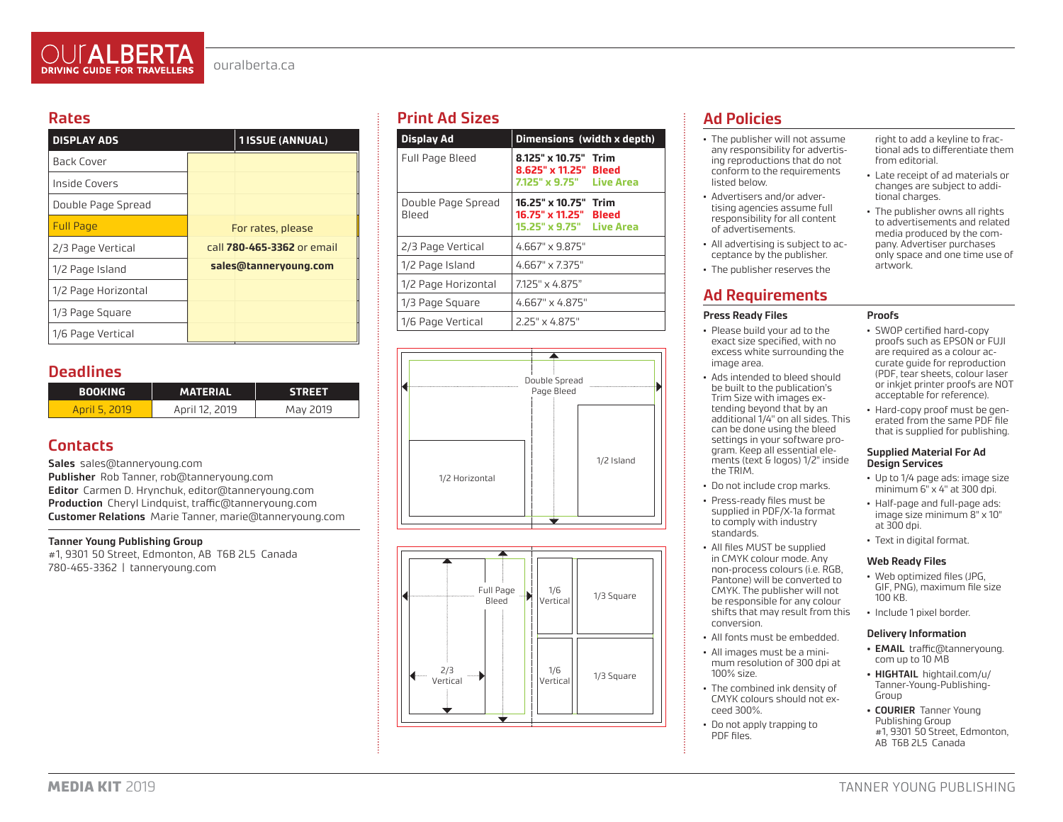# OUR ALBERTA
DRIVING GUIDE FOR TRAVELLERS

ouralberta.ca

## Rates

| DISPLAY ADS | 1 ISSUE (ANNUAL) |
|---|---|
| Back Cover | For rates, please call **780-465-3362** or email **sales@tanneryoung.com** |
| Inside Covers | |
| Double Page Spread | |
| Full Page | |
| 2/3 Page Vertical | |
| 1/2 Page Island | |
| 1/2 Page Horizontal | |
| 1/3 Page Square | |
| 1/6 Page Vertical | |

## Deadlines

| BOOKING | MATERIAL | STREET |
|---|---|---|
| April 5, 2019 | April 12, 2019 | May 2019 |

## Contacts

**Sales** sales@tanneryoung.com
**Publisher** Rob Tanner, rob@tanneryoung.com
**Editor** Carmen D. Hrynchuk, editor@tanneryoung.com
**Production** Cheryl Lindquist, traffic@tanneryoung.com
**Customer Relations** Marie Tanner, marie@tanneryoung.com

**Tanner Young Publishing Group**
#1, 9301 50 Street, Edmonton, AB T6B 2L5 Canada
780-465-3362 | tanneryoung.com

## Print Ad Sizes

| Display Ad | Dimensions (width x depth) |
|---|---|
| Full Page Bleed | **8.125" x 10.75" Trim**<br>**8.625" x 11.25" Bleed**<br>**7.125" x 9.75" Live Area** |
| Double Page Spread Bleed | **16.25" x 10.75" Trim**<br>**16.75" x 11.25" Bleed**<br>**15.25" x 9.75" Live Area** |
| 2/3 Page Vertical | 4.667" x 9.875" |
| 1/2 Page Island | 4.667" x 7.375" |
| 1/2 Page Horizontal | 7.125" x 4.875" |
| 1/3 Page Square | 4.667" x 4.875" |
| 1/6 Page Vertical | 2.25" x 4.875" |

Double Spread Page Bleed — 1/2 Horizontal — 1/2 Island

Full Page Bleed — 2/3 Vertical — 1/6 Vertical — 1/3 Square — 1/6 Vertical — 1/3 Square

## Ad Policies

- The publisher will not assume any responsibility for advertising material that do not conform to the requirements listed below.
- Advertisers and/or advertising agencies assume full responsibility for all content of advertisements.
- All advertising is subject to acceptance by the publisher.
- The publisher reserves the right to add a keyline to fractional ads to differentiate them from editorial.
- Late receipt of ad materials or changes are subject to additional charges.
- The publisher owns all rights to advertisements and related media produced by the company. Advertiser purchases only space and one time use of artwork.

## Ad Requirements

### Press Ready Files

- Please build your ad to the exact size specified, with no excess white surrounding the image area.
- Ads intended to bleed should be built to the publication's Trim Size with images extending beyond that by an additional 1/4" on all sides. This can be done using the bleed settings in your software program. Keep all essential elements (text & logos) 1/2" inside the TRIM.
- Do not include crop marks.
- Press-ready files must be supplied in PDF/X-1a format to comply with industry standards.
- All files MUST be supplied in CMYK colour mode. Any non-process colours (i.e. RGB, Pantone) will be converted to CMYK. The publisher will not be responsible for any colour shifts that may result from this conversion.
- All fonts must be embedded.
- All images must be a minimum resolution of 300 dpi at 100% size.
- The combined ink density of CMYK colours should not exceed 300%.
- Do not apply trapping to PDF files.

### Proofs

- SWOP certified hard-copy proofs such as EPSON or FUJI are required as a colour accurate guide for reproduction (PDF, tear sheets, colour laser or inkjet printer proofs are NOT acceptable for reference).
- Hard-copy proof must be generated from the same PDF file that is supplied for publishing.

### Supplied Material For Ad Design Services

- Up to 1/4 page ads: image size minimum 6" x 4" at 300 dpi.
- Half-page and full-page ads: image size minimum 8" x 10" at 300 dpi.
- Text in digital format.

### Web Ready Files

- Web optimized files (JPG, GIF, PNG), maximum file size 100 KB.
- Include 1 pixel border.

### Delivery Information

- **EMAIL** traffic@tanneryoung.com up to 10 MB
- **HIGHTAIL** hightail.com/u/Tanner-Young-Publishing-Group
- **COURIER** Tanner Young Publishing Group #1, 9301 50 Street, Edmonton, AB T6B 2L5 Canada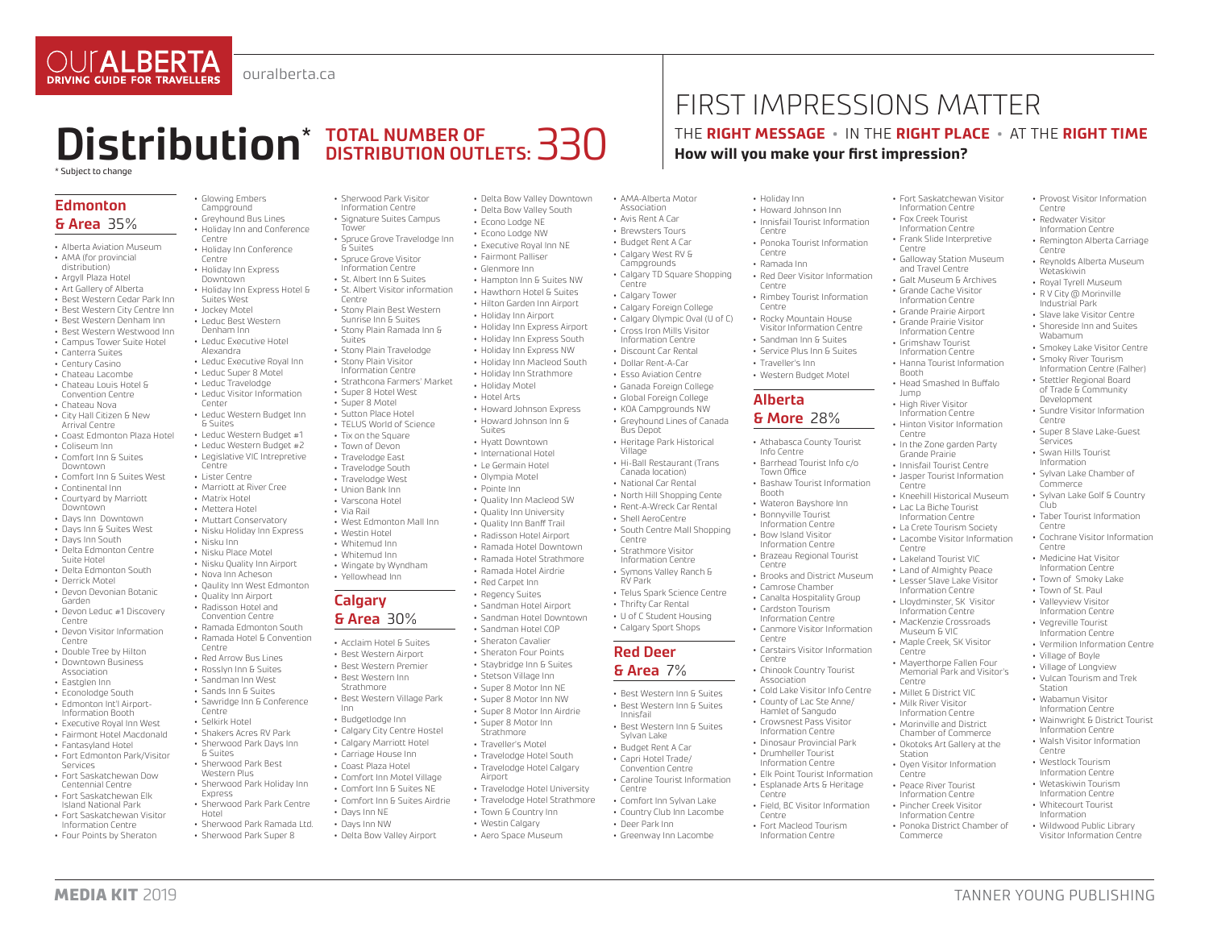OUrALBERTA
DRIVING GUIDE FOR TRAVELLERS

ouralberta.ca

# Distribution*

## TOTAL NUMBER OF DISTRIBUTION OUTLETS: 330

\* Subject to change

# FIRST IMPRESSIONS MATTER

THE **RIGHT MESSAGE** • IN THE **RIGHT PLACE** • AT THE **RIGHT TIME**

**How will you make your first impression?**

## Edmonton & Area 35%

- Alberta Aviation Museum
- AMA (for provincial distribution)
- Argyll Plaza Hotel
- Art Gallery of Alberta
- Best Western Cedar Park Inn
- Best Western City Centre Inn
- Best Western Denham Inn
- Best Western Westwood Inn
- Campus Tower Suite Hotel
- Canterra Suites
- Century Casino
- Chateau Lacombe
- Chateau Louis Hotel & Convention Centre
- Chateau Nova
- City Hall Citizen & New Arrival Centre
- Coast Edmonton Plaza Hotel
- Coliseum Inn
- Comfort Inn & Suites Downtown
- Comfort Inn & Suites West
- Continental Inn
- Courtyard by Marriott Downtown
- Days Inn Downtown
- Days Inn & Suites West
- Days Inn South
- Delta Edmonton Centre Suite Hotel
- Delta Edmonton South
- Derrick Motel
- Devon Devonian Botanic Garden
- Devon Leduc #1 Discovery Centre
- Devon Visitor Information Centre
- Double Tree by Hilton
- Downtown Business Association
- Eastglen Inn
- Econolodge South
- Edmonton Int'l Airport-Information Booth
- Executive Royal Inn West
- Fairmont Hotel Macdonald
- Fantasyland Hotel
- Fort Edmonton Park/Visitor Services
- Fort Saskatchewan Dow Centennial Centre
- Fort Saskatchewan Elk Island National Park
- Fort Saskatchewan Visitor Information Centre
- Four Points by Sheraton
- Glowing Embers Campground
- Greyhound Bus Lines
- Holiday Inn and Conference Centre
- Holiday Inn Conference Centre
- Holiday Inn Express Downtown
- Holiday Inn Express Hotel & Suites West
- Jockey Motel
- Leduc Best Western Denham Inn
- Leduc Executive Hotel Alexandra
- Leduc Executive Royal Inn
- Leduc Super 8 Motel
- Leduc Travelodge
- Leduc Visitor Information Center
- Leduc Western Budget Inn & Suites
- Leduc Western Budget #1
- Leduc Western Budget #2
- Legislative VIC Intrepretive Centre
- Lister Centre
- Marriott at River Cree
- Matrix Hotel
- Mettera Hotel
- Muttart Conservatory
- Nisku Holiday Inn Express
- Nisku Inn
- Nisku Place Motel
- Nisku Quality Inn Airport
- Nova Inn Acheson
- Qaulity Inn West Edmonton
- Quality Inn Airport
- Radisson Hotel and Convention Centre
- Ramada Edmonton South
- Ramada Hotel & Convention Centre
- Red Arrow Bus Lines
- Rosslyn Inn & Suites
- Sandman Inn West
- Sands Inn & Suites
- Sawridge Inn & Conference Centre
- Selkirk Hotel
- Shakers Acres RV Park
- Sherwood Park Days Inn & Suites
- Sherwood Park Best Western Plus
- Sherwood Park Holiday Inn Express
- Sherwood Park Park Centre Hotel
- Sherwood Park Ramada Ltd.
- Sherwood Park Super 8
- Sherwood Park Visitor Information Centre
- Signature Suites Campus Tower
- Spruce Grove Travelodge Inn & Suites
- Spruce Grove Visitor Information Centre
- St. Albert Inn & Suites
- St. Albert Visitor information Centre
- Stony Plain Best Western Sunrise Inn & Suites
- Stony Plain Ramada Inn & Suites
- Stony Plain Travelodge
- Stony Plain Visitor Information Centre
- Strathcona Farmers' Market
- Super 8 Hotel West
- Super 8 Motel
- Sutton Place Hotel
- TELUS World of Science
- Tix on the Square
- Town of Devon
- Travelodge East
- Travelodge South
- Travelodge West
- Union Bank Inn
- Varscona Hotel
- Via Rail
- West Edmonton Mall Inn
- Westin Hotel
- Whitemud Inn
- Whitemud Inn
- Wingate by Wyndham
- Yellowhead Inn

## Calgary & Area 30%

- Acclaim Hotel & Suites
- Best Western Airport
- Best Western Premier
- Best Western Inn Strathmore
- Best Western Village Park Inn
- Budgetlodge Inn
- Calgary City Centre Hostel
- Calgary Marriott Hotel
- Carriage House Inn
- Coast Plaza Hotel
- Comfort Inn Motel Village
- Comfort Inn & Suites NE
- Comfort Inn & Suites Airdrie
- Days Inn NE
- Days Inn NW
- Delta Bow Valley Airport
- Delta Bow Valley Downtown
- Delta Bow Valley South
- Econo Lodge NE
- Econo Lodge NW
- Executive Royal Inn NE
- Fairmont Palliser
- Glenmore Inn
- Hampton Inn & Suites NW
- Hawthorn Hotel & Suites
- Hilton Garden Inn Airport
- Holiday Inn Airport
- Holiday Inn Express Airport
- Holiday Inn Express South
- Holiday Inn Express NW
- Holiday Inn Macleod South
- Holiday Inn Strathmore
- Holiday Motel
- Hotel Arts
- Howard Johnson Express
- Howard Johnson Inn & Suites
- Hyatt Downtown
- International Hotel
- Le Germain Hotel
- Olympia Motel
- Pointe Inn
- Quality Inn Macleod SW
- Quality Inn University
- Quality Inn Banff Trail
- Radisson Hotel Airport
- Ramada Hotel Downtown
- Ramada Hotel Strathmore
- Ramada Hotel Airdrie
- Red Carpet Inn
- Regency Suites
- Sandman Hotel Airport
- Sandman Hotel Downtown
- Sandman Hotel COP
- Sheraton Cavalier
- Sheraton Four Points
- Staybridge Inn & Suites
- Stetson Village Inn
- Super 8 Motor Inn NE
- Super 8 Motor Inn NW
- Super 8 Motor Inn Airdrie
- Super 8 Motor Inn Strathmore
- Traveller's Motel
- Travelodge Hotel South
- Travelodge Hotel Calgary Airport
- Travelodge Hotel University
- Travelodge Hotel Strathmore
- Town & Country Inn
- Westin Calgary
- Aero Space Museum
- AMA-Alberta Motor Association
- Avis Rent A Car
- Brewsters Tours
- Budget Rent A Car
- Calgary West RV & Campgrounds
- Calgary TD Square Shopping Centre
- Calgary Tower
- Calgary Foreign College
- Calgary Olympic Oval (U of C)
- Cross Iron Mills Visitor Information Centre
- Discount Car Rental
- Dollar Rent-A-Car
- Esso Aviation Centre
- Ganada Foreign College
- Global Foreign College
- KOA Campgrounds NW
- Greyhound Lines of Canada Bus Depot
- Heritage Park Historical Village
- Hi-Ball Restaurant (Trans Canada location)
- National Car Rental
- North Hill Shopping Cente
- Rent-A-Wreck Car Rental
- Shell AeroCentre
- South Centre Mall Shopping Centre
- Strathmore Visitor Information Centre
- Symons Valley Ranch & RV Park
- Telus Spark Science Centre
- Thrifty Car Rental
- U of C Student Housing
- Calgary Sport Shops

## Red Deer & Area 7%

- Best Western Inn & Suites
- Best Western Inn & Suites Innisfail
- Best Western Inn & Suites Sylvan Lake
- Budget Rent A Car
- Capri Hotel Trade/ Convention Centre
- Caroline Tourist Information Centre
- Comfort Inn Sylvan Lake
- Country Club Inn Lacombe
- Deer Park Inn
- Greenway Inn Lacombe
- Holiday Inn
- Howard Johnson Inn
- Innisfail Tourist Information Centre
- Ponoka Tourist Information Centre
- Ramada Inn
- Red Deer Visitor Information Centre
- Rimbey Tourist Information Centre
- Rocky Mountain House Visitor Information Centre
- Sandman Inn & Suites
- Service Plus Inn & Suites
- Traveller's Inn
- Western Budget Motel

## Alberta & More 28%

- Athabasca County Tourist Info Centre
- Barrhead Tourist Info c/o Town Office
- Bashaw Tourist Information Booth
- Wateron Bayshore Inn
- Bonnyville Tourist Information Centre
- Bow Island Visitor Information Centre
- Brazeau Regional Tourist Centre
- Brooks and District Museum
- Camrose Chamber
- Canalta Hospitality Group
- Cardston Tourism Information Centre
- Canmore Visitor Information Centre
- Carstairs Visitor Information Centre
- Chinook Country Tourist Association
- Cold Lake Visitor Info Centre
- County of Lac Ste Anne/ Hamlet of Sangudo
- Crowsnest Pass Visitor Information Centre
- Dinosaur Provincial Park
- Drumheller Tourist Information Centre
- Elk Point Tourist Information
- Esplanade Arts & Heritage Centre
- Field, BC Visitor Information Centre
- Fort Macleod Tourism Information Centre
- Fort Saskatchewan Visitor Information Centre
- Fox Creek Tourist Information Centre
- Frank Slide Interpretive Centre
- Galloway Station Museum and Travel Centre
- Galt Museum & Archives
- Grande Cache Visitor Information Centre
- Grande Prairie Airport
- Grande Prairie Visitor Information Centre
- Grimshaw Tourist Information Centre
- Hanna Tourist Information Booth
- Head Smashed In Buffalo Jump
- High River Visitor Information Centre
- Hinton Visitor Information Centre
- In the Zone garden Party Grande Prairie
- Innisfail Tourist Centre
- Jasper Tourist Information Centre
- Kneehill Historical Museum
- Lac La Biche Tourist Information Centre
- La Crete Tourism Society
- Lacombe Visitor Information Centre
- Lakeland Tourist VIC
- Land of Almighty Peace
- Lesser Slave Lake Visitor Information Centre
- Lloydminster, SK Visitor Information Centre
- MacKenzie Crossroads Museum & VIC
- Maple Creek, SK Visitor Centre
- Mayerthorpe Fallen Four Memorial Park and Visitor's Centre
- Millet & District VIC
- Milk River Visitor Information Centre
- Morinville and District Chamber of Commerce
- Okotoks Art Gallery at the Station
- Oyen Visitor Information Centre
- Peace River Tourist Information Centre
- Pincher Creek Visitor Information Centre
- Ponoka District Chamber of Commerce
- Provost Visitor Information Centre
- Redwater Visitor Information Centre
- Remington Alberta Carriage Centre
- Reynolds Alberta Museum Wetaskiwin
- Royal Tyrell Museum
- R V City @ Morinville Industrial Park
- Slave lake Visitor Centre
- Shoreside Inn and Suites Wabamum
- Smokey Lake Visitor Centre
- Smoky River Tourism Information Centre (Falher)
- Stettler Regional Board of Trade & Community Development
- Sundre Visitor Information Centre
- Super 8 Slave Lake-Guest Services
- Swan Hills Tourist Information
- Sylvan Lake Chamber of Commerce
- Sylvan Lake Golf & Country Club
- Taber Tourist Information Centre
- Cochrane Visitor Information Centre
- Medicine Hat Visitor Information Centre
- Town of Smoky Lake
- Town of St. Paul
- Valleyview Visitor Information Centre
- Vegreville Tourist Information Centre
- Vermilion Information Centre
- Village of Boyle
- Village of Longview
- Vulcan Tourism and Trek Station
- Wabamun Visitor Information Centre
- Wainwright & District Tourist Information Centre
- Walsh Visitor Information Centre
- Westlock Tourism Information Centre
- Wetaskiwin Tourism Information Centre
- Whitecourt Tourist Information
- Wildwood Public Library Visitor Information Centre

**MEDIA KIT** 2019

TANNER YOUNG PUBLISHING